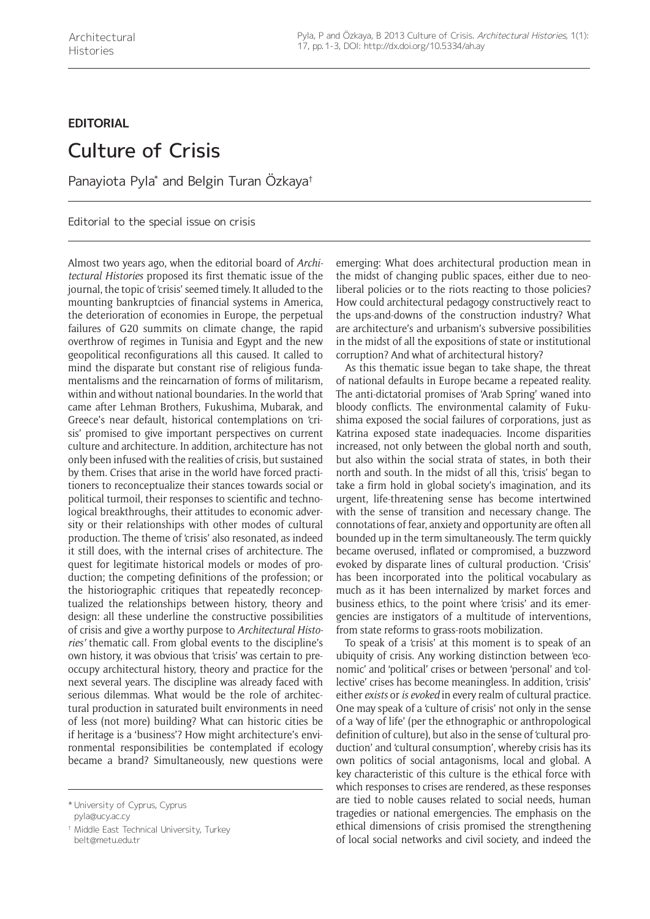**EDITORIAL**

# Culture of Crisis

Panayiota Pyla* and Belgin Turan Özkaya†

Editorial to the special issue on crisis

Almost two years ago, when the editorial board of *Architectural Histories* proposed its first thematic issue of the journal, the topic of 'crisis' seemed timely. It alluded to the mounting bankruptcies of financial systems in America, the deterioration of economies in Europe, the perpetual failures of G20 summits on climate change, the rapid overthrow of regimes in Tunisia and Egypt and the new geopolitical reconfigurations all this caused. It called to mind the disparate but constant rise of religious fundamentalisms and the reincarnation of forms of militarism, within and without national boundaries. In the world that came after Lehman Brothers, Fukushima, Mubarak, and Greece's near default, historical contemplations on 'crisis' promised to give important perspectives on current culture and architecture. In addition, architecture has not only been infused with the realities of crisis, but sustained by them. Crises that arise in the world have forced practitioners to reconceptualize their stances towards social or political turmoil, their responses to scientific and technological breakthroughs, their attitudes to economic adversity or their relationships with other modes of cultural production. The theme of 'crisis' also resonated, as indeed it still does, with the internal crises of architecture. The quest for legitimate historical models or modes of production; the competing definitions of the profession; or the historiographic critiques that repeatedly reconceptualized the relationships between history, theory and design: all these underline the constructive possibilities of crisis and give a worthy purpose to *Architectural Histories'* thematic call. From global events to the discipline's own history, it was obvious that 'crisis' was certain to preoccupy architectural history, theory and practice for the next several years. The discipline was already faced with serious dilemmas. What would be the role of architectural production in saturated built environments in need of less (not more) building? What can historic cities be if heritage is a 'business'? How might architecture's environmental responsibilities be contemplated if ecology became a brand? Simultaneously, new questions were emerging: What does architectural production mean in the midst of changing public spaces, either due to neoliberal policies or to the riots reacting to those policies? How could architectural pedagogy constructively react to the ups-and-downs of the construction industry? What are architecture's and urbanism's subversive possibilities in the midst of all the expositions of state or institutional corruption? And what of architectural history?

As this thematic issue began to take shape, the threat of national defaults in Europe became a repeated reality. The anti-dictatorial promises of 'Arab Spring' waned into bloody conflicts. The environmental calamity of Fukushima exposed the social failures of corporations, just as Katrina exposed state inadequacies. Income disparities increased, not only between the global north and south, but also within the social strata of states, in both their north and south. In the midst of all this, 'crisis' began to take a firm hold in global society's imagination, and its urgent, life-threatening sense has become intertwined with the sense of transition and necessary change. The connotations of fear, anxiety and opportunity are often all bounded up in the term simultaneously. The term quickly became overused, inflated or compromised, a buzzword evoked by disparate lines of cultural production. 'Crisis' has been incorporated into the political vocabulary as much as it has been internalized by market forces and business ethics, to the point where 'crisis' and its emergencies are instigators of a multitude of interventions, from state reforms to grass-roots mobilization.

To speak of a 'crisis' at this moment is to speak of an ubiquity of crisis. Any working distinction between 'economic' and 'political' crises or between 'personal' and 'collective' crises has become meaningless. In addition, 'crisis' either *exists* or *is evoked* in every realm of cultural practice. One may speak of a 'culture of crisis' not only in the sense of a 'way of life' (per the ethnographic or anthropological definition of culture), but also in the sense of 'cultural production' and 'cultural consumption', whereby crisis has its own politics of social antagonisms, local and global. A key characteristic of this culture is the ethical force with which responses to crises are rendered, as these responses are tied to noble causes related to social needs, human tragedies or national emergencies. The emphasis on the ethical dimensions of crisis promised the strengthening of local social networks and civil society, and indeed the

\* University of Cyprus, Cyprus
pyla@ucy.ac.cy

† Middle East Technical University, Turkey
belt@metu.edu.tr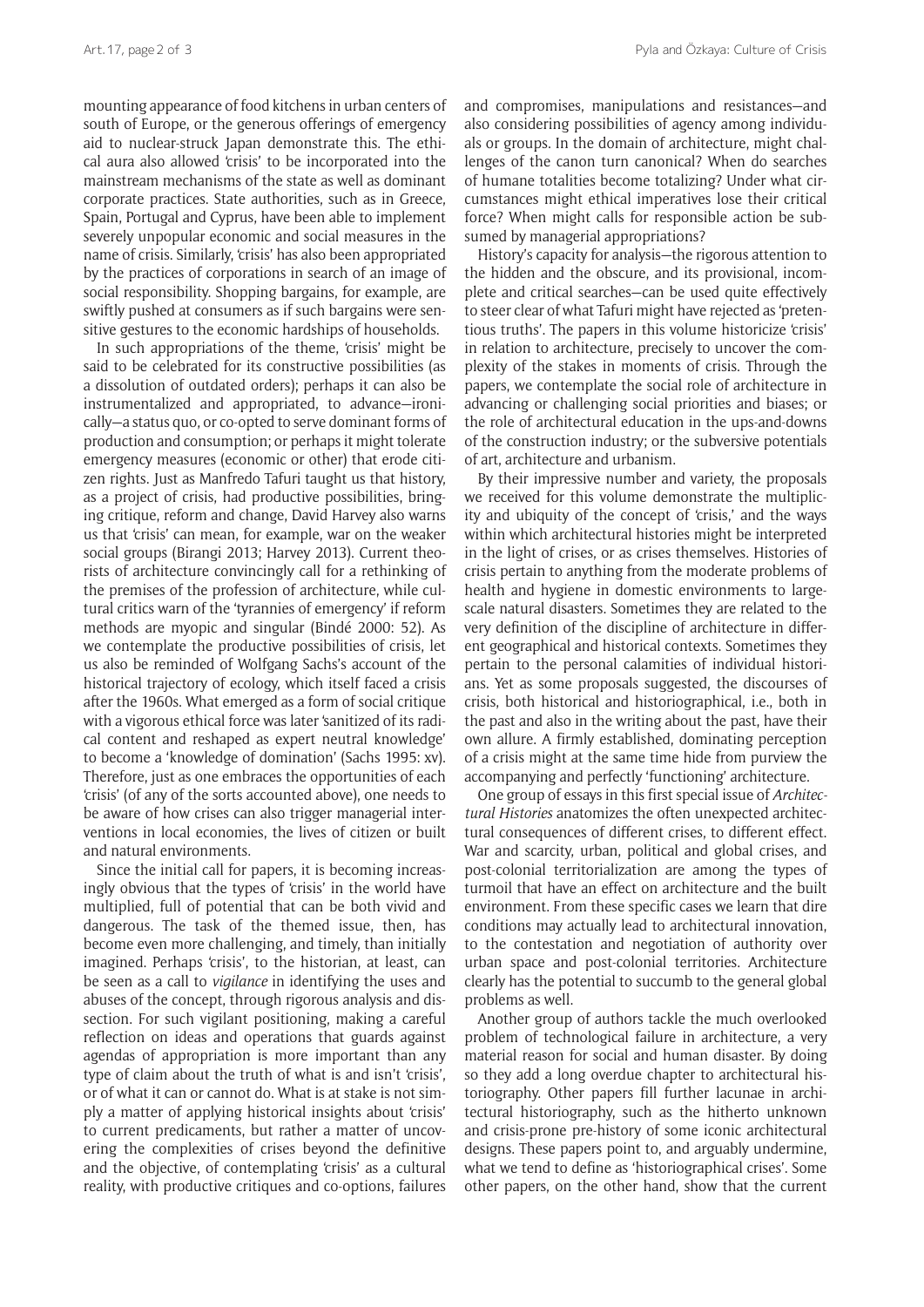mounting appearance of food kitchens in urban centers of south of Europe, or the generous offerings of emergency aid to nuclear-struck Japan demonstrate this. The ethical aura also allowed 'crisis' to be incorporated into the mainstream mechanisms of the state as well as dominant corporate practices. State authorities, such as in Greece, Spain, Portugal and Cyprus, have been able to implement severely unpopular economic and social measures in the name of crisis. Similarly, 'crisis' has also been appropriated by the practices of corporations in search of an image of social responsibility. Shopping bargains, for example, are swiftly pushed at consumers as if such bargains were sensitive gestures to the economic hardships of households.

In such appropriations of the theme, 'crisis' might be said to be celebrated for its constructive possibilities (as a dissolution of outdated orders); perhaps it can also be instrumentalized and appropriated, to advance—ironically—a status quo, or co-opted to serve dominant forms of production and consumption; or perhaps it might tolerate emergency measures (economic or other) that erode citizen rights. Just as Manfredo Tafuri taught us that history, as a project of crisis, had productive possibilities, bringing critique, reform and change, David Harvey also warns us that 'crisis' can mean, for example, war on the weaker social groups (Birangi 2013; Harvey 2013). Current theorists of architecture convincingly call for a rethinking of the premises of the profession of architecture, while cultural critics warn of the 'tyrannies of emergency' if reform methods are myopic and singular (Bindé 2000: 52). As we contemplate the productive possibilities of crisis, let us also be reminded of Wolfgang Sachs's account of the historical trajectory of ecology, which itself faced a crisis after the 1960s. What emerged as a form of social critique with a vigorous ethical force was later 'sanitized of its radical content and reshaped as expert neutral knowledge' to become a 'knowledge of domination' (Sachs 1995: xv). Therefore, just as one embraces the opportunities of each 'crisis' (of any of the sorts accounted above), one needs to be aware of how crises can also trigger managerial interventions in local economies, the lives of citizen or built and natural environments.

Since the initial call for papers, it is becoming increasingly obvious that the types of 'crisis' in the world have multiplied, full of potential that can be both vivid and dangerous. The task of the themed issue, then, has become even more challenging, and timely, than initially imagined. Perhaps 'crisis', to the historian, at least, can be seen as a call to *vigilance* in identifying the uses and abuses of the concept, through rigorous analysis and dissection. For such vigilant positioning, making a careful reflection on ideas and operations that guards against agendas of appropriation is more important than any type of claim about the truth of what is and isn't 'crisis', or of what it can or cannot do. What is at stake is not simply a matter of applying historical insights about 'crisis' to current predicaments, but rather a matter of uncovering the complexities of crises beyond the definitive and the objective, of contemplating 'crisis' as a cultural reality, with productive critiques and co-options, failures and compromises, manipulations and resistances—and also considering possibilities of agency among individuals or groups. In the domain of architecture, might challenges of the canon turn canonical? When do searches of humane totalities become totalizing? Under what circumstances might ethical imperatives lose their critical force? When might calls for responsible action be subsumed by managerial appropriations?

History's capacity for analysis—the rigorous attention to the hidden and the obscure, and its provisional, incomplete and critical searches—can be used quite effectively to steer clear of what Tafuri might have rejected as 'pretentious truths'. The papers in this volume historicize 'crisis' in relation to architecture, precisely to uncover the complexity of the stakes in moments of crisis. Through the papers, we contemplate the social role of architecture in advancing or challenging social priorities and biases; or the role of architectural education in the ups-and-downs of the construction industry; or the subversive potentials of art, architecture and urbanism.

By their impressive number and variety, the proposals we received for this volume demonstrate the multiplicity and ubiquity of the concept of 'crisis,' and the ways within which architectural histories might be interpreted in the light of crises, or as crises themselves. Histories of crisis pertain to anything from the moderate problems of health and hygiene in domestic environments to large-scale natural disasters. Sometimes they are related to the very definition of the discipline of architecture in different geographical and historical contexts. Sometimes they pertain to the personal calamities of individual historians. Yet as some proposals suggested, the discourses of crisis, both historical and historiographical, i.e., both in the past and also in the writing about the past, have their own allure. A firmly established, dominating perception of a crisis might at the same time hide from purview the accompanying and perfectly 'functioning' architecture.

One group of essays in this first special issue of *Architectural Histories* anatomizes the often unexpected architectural consequences of different crises, to different effect. War and scarcity, urban, political and global crises, and post-colonial territorialization are among the types of turmoil that have an effect on architecture and the built environment. From these specific cases we learn that dire conditions may actually lead to architectural innovation, to the contestation and negotiation of authority over urban space and post-colonial territories. Architecture clearly has the potential to succumb to the general global problems as well.

Another group of authors tackle the much overlooked problem of technological failure in architecture, a very material reason for social and human disaster. By doing so they add a long overdue chapter to architectural historiography. Other papers fill further lacunae in architectural historiography, such as the hitherto unknown and crisis-prone pre-history of some iconic architectural designs. These papers point to, and arguably undermine, what we tend to define as 'historiographical crises'. Some other papers, on the other hand, show that the current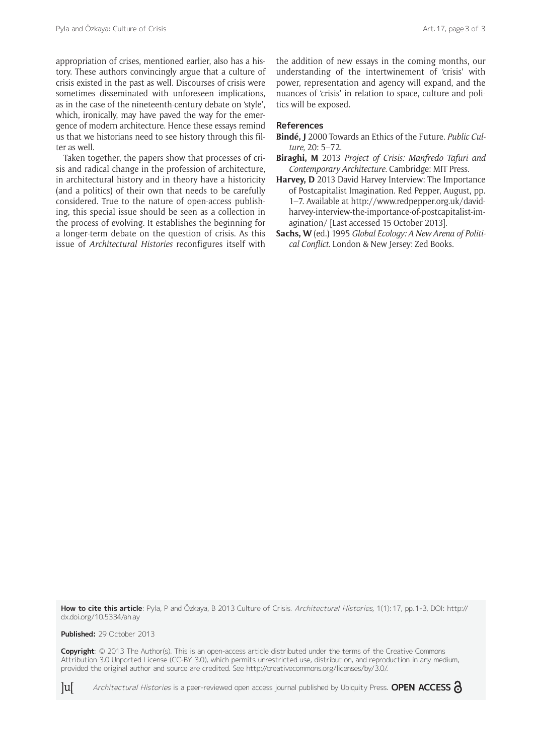appropriation of crises, mentioned earlier, also has a history. These authors convincingly argue that a culture of crisis existed in the past as well. Discourses of crisis were sometimes disseminated with unforeseen implications, as in the case of the nineteenth-century debate on 'style', which, ironically, may have paved the way for the emergence of modern architecture. Hence these essays remind us that we historians need to see history through this filter as well.

Taken together, the papers show that processes of crisis and radical change in the profession of architecture, in architectural history and in theory have a historicity (and a politics) of their own that needs to be carefully considered. True to the nature of open-access publishing, this special issue should be seen as a collection in the process of evolving. It establishes the beginning for a longer-term debate on the question of crisis. As this issue of *Architectural Histories* reconfigures itself with the addition of new essays in the coming months, our understanding of the intertwinement of 'crisis' with power, representation and agency will expand, and the nuances of 'crisis' in relation to space, culture and politics will be exposed.

## References

**Bindé, J** 2000 Towards an Ethics of the Future. *Public Culture*, 20: 5–72.

**Biraghi, M** 2013 *Project of Crisis: Manfredo Tafuri and Contemporary Architecture.* Cambridge: MIT Press.

**Harvey, D** 2013 David Harvey Interview: The Importance of Postcapitalist Imagination. Red Pepper, August, pp. 1–7. Available at http://www.redpepper.org.uk/david-harvey-interview-the-importance-of-postcapitalist-imagination/ [Last accessed 15 October 2013].

**Sachs, W** (ed.) 1995 *Global Ecology: A New Arena of Political Conflict.* London & New Jersey: Zed Books.

**How to cite this article**: Pyla, P and Özkaya, B 2013 Culture of Crisis. *Architectural Histories,* 1(1): 17, pp. 1-3, DOI: http://dx.doi.org/10.5334/ah.ay

**Published:** 29 October 2013

**Copyright**: © 2013 The Author(s). This is an open-access article distributed under the terms of the Creative Commons Attribution 3.0 Unported License (CC-BY 3.0), which permits unrestricted use, distribution, and reproduction in any medium, provided the original author and source are credited. See http://creativecommons.org/licenses/by/3.0/.

*Architectural Histories* is a peer-reviewed open access journal published by Ubiquity Press. **OPEN ACCESS**